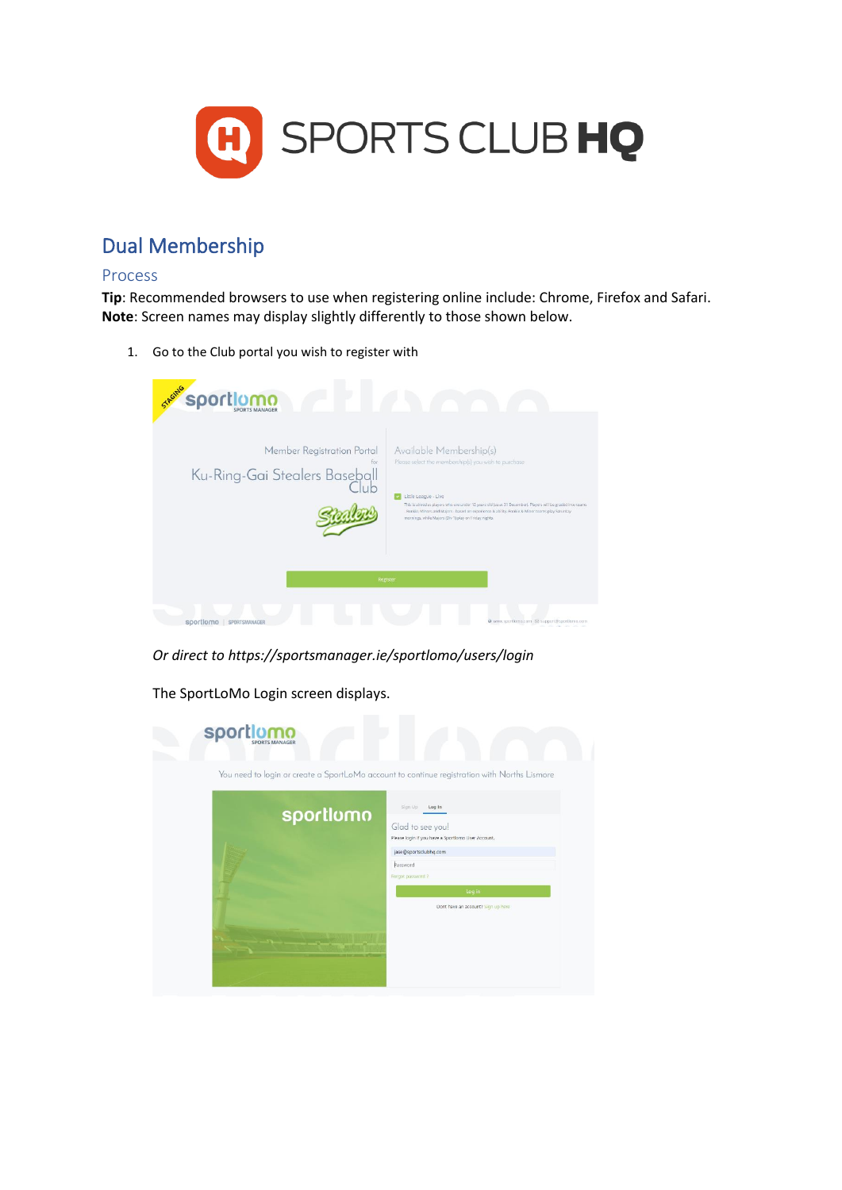# Dual Membership

## Process

**Tip**: Recommended browsers to use when registering online include: Chrome, Firefox and Safari.
**Note**: Screen names may display slightly differently to those shown below.

1. Go to the Club portal you wish to register with

   *Or direct to https://sportsmanager.ie/sportlomo/users/login*

   The SportLoMo Login screen displays.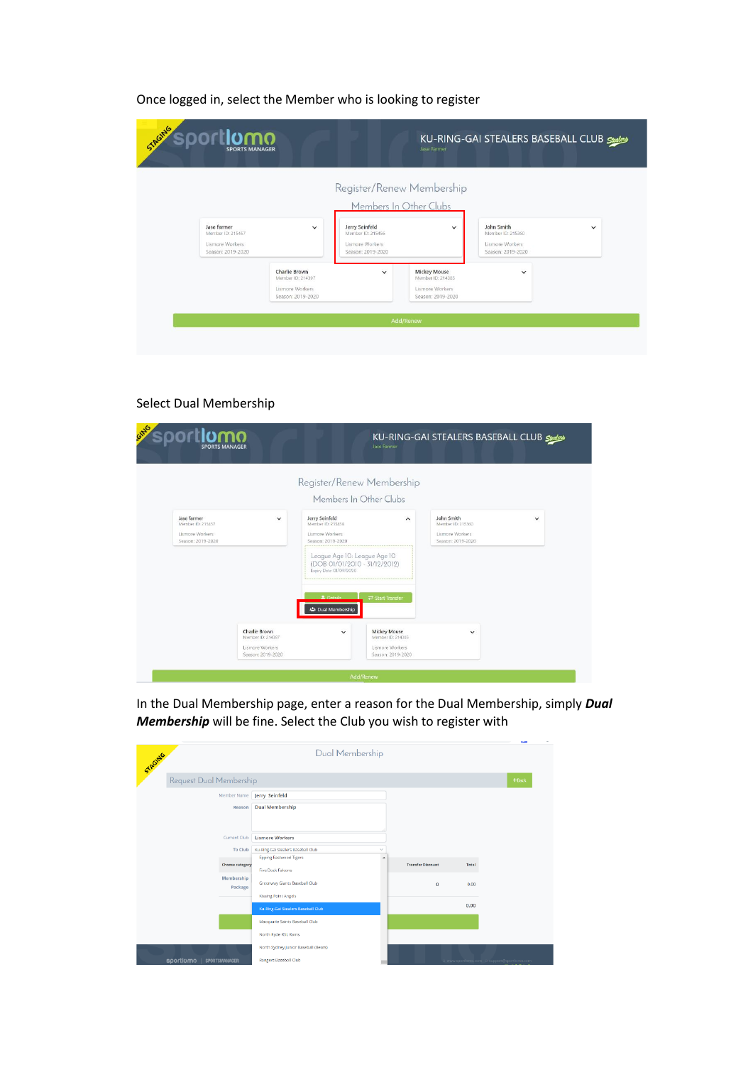Once logged in, select the Member who is looking to register

Select Dual Membership

In the Dual Membership page, enter a reason for the Dual Membership, simply ***Dual Membership*** will be fine. Select the Club you wish to register with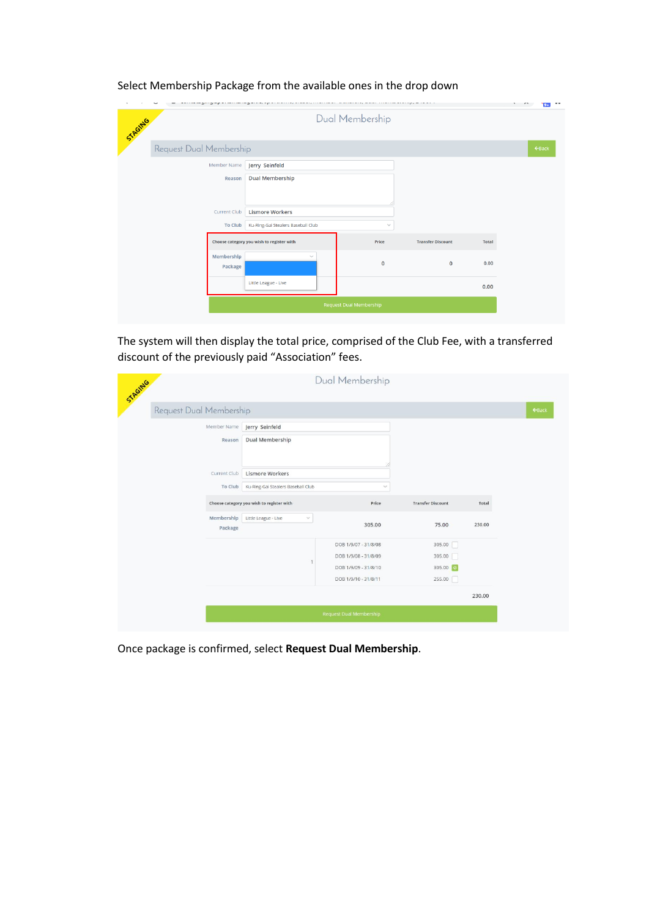Select Membership Package from the available ones in the drop down

STAGING

Dual Membership

Request Dual Membership

←Back

Member Name: Jerry Seinfeld

Reason: Dual Membership

Current Club: Lismore Workers

To Club: Ku-Ring-Gai Stealers Baseball Club

| Choose category you wish to register with | Price | Transfer Discount | Total |
|---|---|---|---|
| Membership Package: Little League - Live | 0 | 0 | 0.00 |
| | | | 0.00 |

Request Dual Membership

The system will then display the total price, comprised of the Club Fee, with a transferred discount of the previously paid "Association" fees.

STAGING

Dual Membership

Request Dual Membership

←Back

Member Name: Jerry Seinfeld

Reason: Dual Membership

Current Club: Lismore Workers

To Club: Ku-Ring-Gai Stealers Baseball Club

| Choose category you wish to register with | | Price | Transfer Discount | Total |
|---|---|---|---|---|
| Membership Package: Little League - Live | | 305.00 | 75.00 | 230.00 |
| | 1 | DOB 1/9/07 - 31/8/08 | 305.00 ☐ | |
| | | DOB 1/9/08 - 31/8/09 | 305.00 ☐ | |
| | | DOB 1/9/09 - 31/8/10 | 305.00 ☑ | |
| | | DOB 1/9/10 - 31/8/11 | 255.00 ☐ | |
| | | | | 230.00 |

Request Dual Membership

Once package is confirmed, select **Request Dual Membership**.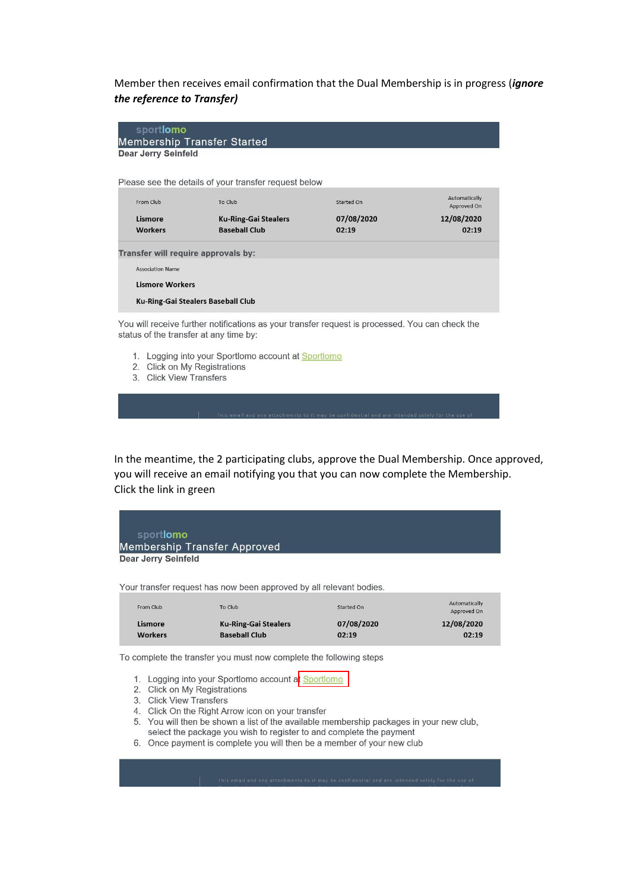Member then receives email confirmation that the Dual Membership is in progress (***ignore the reference to Transfer)***

sportlomo

Membership Transfer Started

**Dear Jerry Seinfeld**

Please see the details of your transfer request below

| From Club | To Club | Started On | Automatically Approved On |
|---|---|---|---|
| **Lismore Workers** | **Ku-Ring-Gai Stealers Baseball Club** | **07/08/2020 02:19** | **12/08/2020 02:19** |

**Transfer will require approvals by:**

| Association Name |
|---|
| **Lismore Workers** |
| **Ku-Ring-Gai Stealers Baseball Club** |

You will receive further notifications as your transfer request is processed. You can check the status of the transfer at any time by:

1. Logging into your Sportlomo account at Sportlomo
2. Click on My Registrations
3. Click View Transfers

This email and any attachments to it may be confidential and are intended solely for the use of

In the meantime, the 2 participating clubs, approve the Dual Membership. Once approved, you will receive an email notifying you that you can now complete the Membership. Click the link in green

sportlomo

Membership Transfer Approved

**Dear Jerry Seinfeld**

Your transfer request has now been approved by all relevant bodies.

| From Club | To Club | Started On | Automatically Approved On |
|---|---|---|---|
| **Lismore Workers** | **Ku-Ring-Gai Stealers Baseball Club** | **07/08/2020 02:19** | **12/08/2020 02:19** |

To complete the transfer you must now complete the following steps

1. Logging into your Sportlomo account at Sportlomo
2. Click on My Registrations
3. Click View Transfers
4. Click On the Right Arrow icon on your transfer
5. You will then be shown a list of the available membership packages in your new club, select the package you wish to register to and complete the payment
6. Once payment is complete you will then be a member of your new club

This email and any attachments to it may be confidential and are intended solely for the use of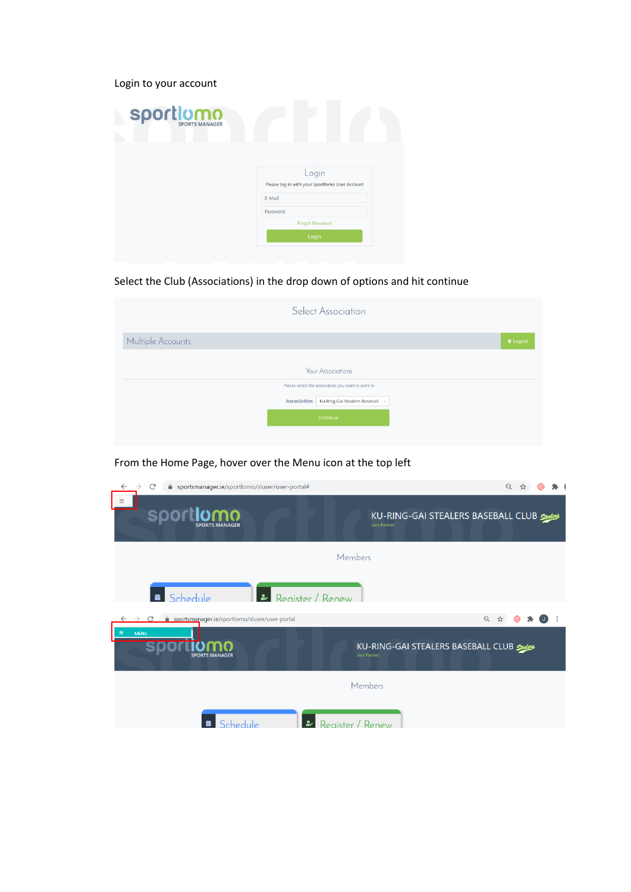Login to your account

Select the Club (Associations) in the drop down of options and hit continue

From the Home Page, hover over the Menu icon at the top left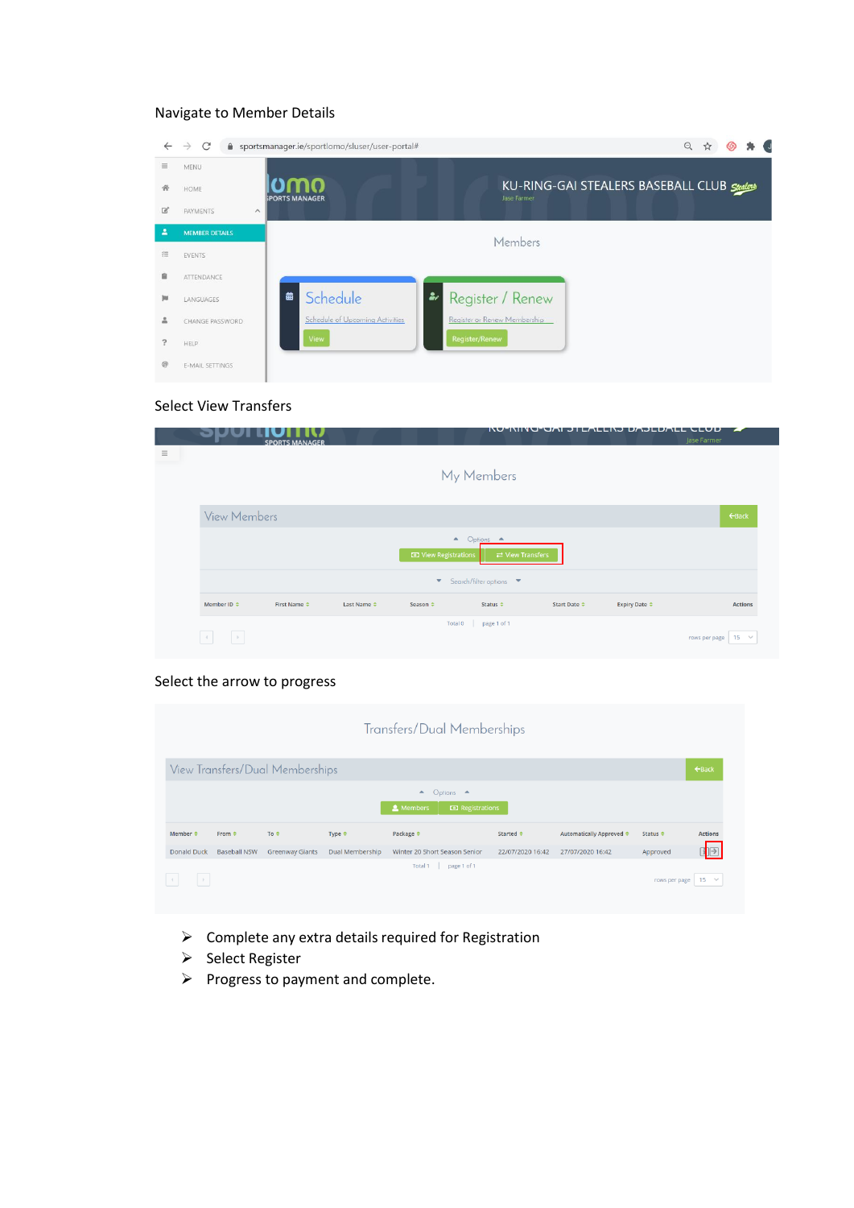Navigate to Member Details

Select View Transfers

Select the arrow to progress

- Complete any extra details required for Registration
- Select Register
- Progress to payment and complete.